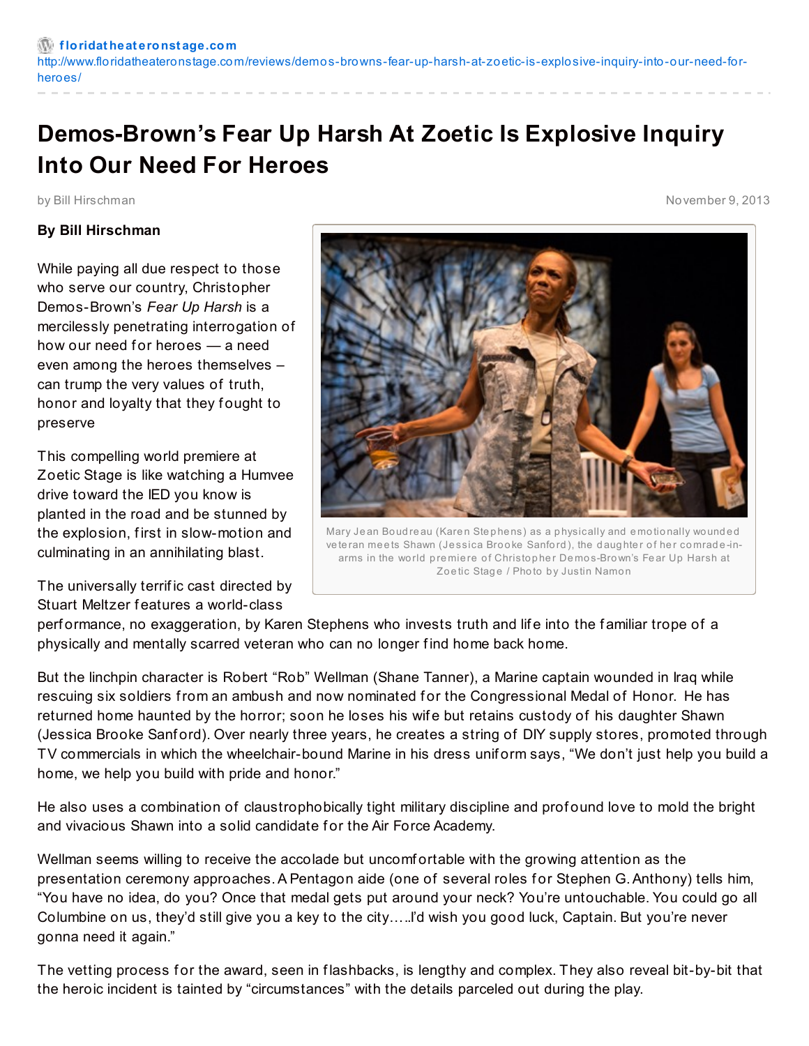floridatheateronstage.com
http://www.floridatheateronstage.com/reviews/demos-browns-fear-up-harsh-at-zoetic-is-explosive-inquiry-into-our-need-for-heroes/

# Demos-Brown's Fear Up Harsh At Zoetic Is Explosive Inquiry Into Our Need For Heroes

by Bill Hirschman

November 9, 2013

**By Bill Hirschman**

Mary Jean Boudreau (Karen Stephens) as a physically and emotionally wounded veteran meets Shawn (Jessica Brooke Sanford), the daughter of her comrade-in-arms in the world premiere of Christopher Demos-Brown's Fear Up Harsh at Zoetic Stage / Photo by Justin Namon

While paying all due respect to those who serve our country, Christopher Demos-Brown's *Fear Up Harsh* is a mercilessly penetrating interrogation of how our need for heroes — a need even among the heroes themselves – can trump the very values of truth, honor and loyalty that they fought to preserve

This compelling world premiere at Zoetic Stage is like watching a Humvee drive toward the IED you know is planted in the road and be stunned by the explosion, first in slow-motion and culminating in an annihilating blast.

The universally terrific cast directed by Stuart Meltzer features a world-class performance, no exaggeration, by Karen Stephens who invests truth and life into the familiar trope of a physically and mentally scarred veteran who can no longer find home back home.

But the linchpin character is Robert "Rob" Wellman (Shane Tanner), a Marine captain wounded in Iraq while rescuing six soldiers from an ambush and now nominated for the Congressional Medal of Honor. He has returned home haunted by the horror; soon he loses his wife but retains custody of his daughter Shawn (Jessica Brooke Sanford). Over nearly three years, he creates a string of DIY supply stores, promoted through TV commercials in which the wheelchair-bound Marine in his dress uniform says, "We don't just help you build a home, we help you build with pride and honor."

He also uses a combination of claustrophobically tight military discipline and profound love to mold the bright and vivacious Shawn into a solid candidate for the Air Force Academy.

Wellman seems willing to receive the accolade but uncomfortable with the growing attention as the presentation ceremony approaches. A Pentagon aide (one of several roles for Stephen G. Anthony) tells him, "You have no idea, do you? Once that medal gets put around your neck? You're untouchable. You could go all Columbine on us, they'd still give you a key to the city…..I'd wish you good luck, Captain. But you're never gonna need it again."

The vetting process for the award, seen in flashbacks, is lengthy and complex. They also reveal bit-by-bit that the heroic incident is tainted by "circumstances" with the details parceled out during the play.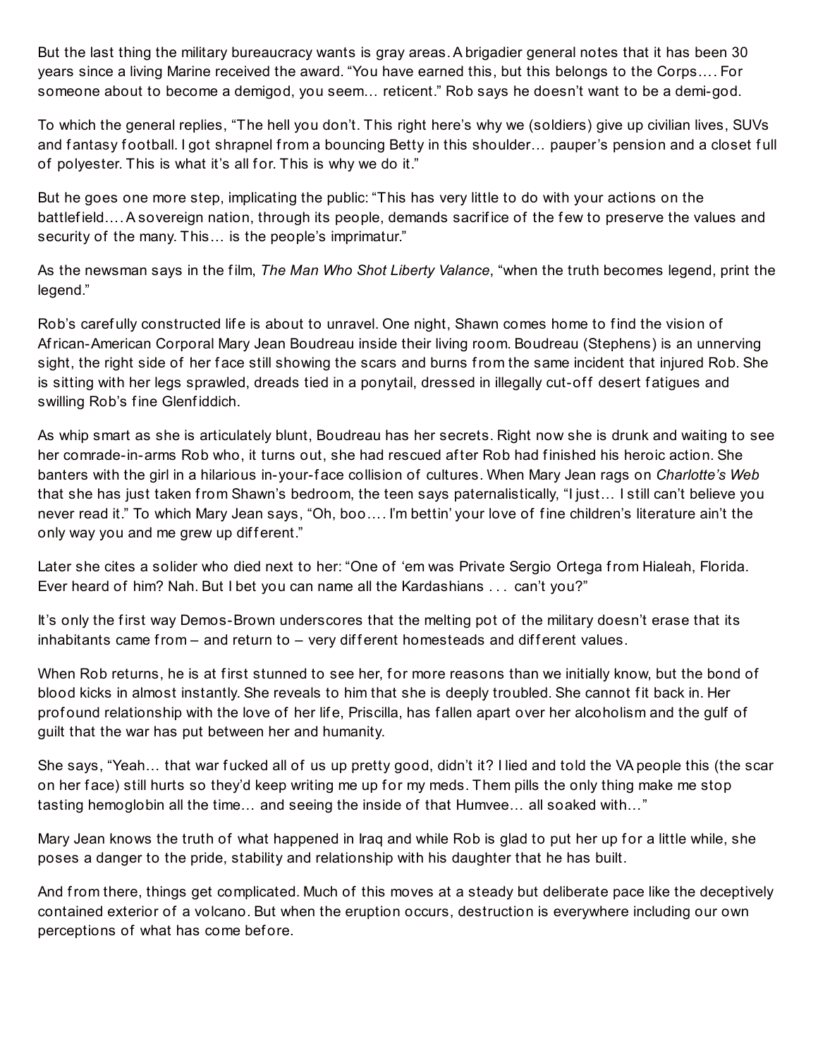But the last thing the military bureaucracy wants is gray areas. A brigadier general notes that it has been 30 years since a living Marine received the award. “You have earned this, but this belongs to the Corps…. For someone about to become a demigod, you seem… reticent.” Rob says he doesn’t want to be a demi-god.

To which the general replies, “The hell you don’t. This right here’s why we (soldiers) give up civilian lives, SUVs and fantasy football. I got shrapnel from a bouncing Betty in this shoulder… pauper’s pension and a closet full of polyester. This is what it’s all for. This is why we do it.”

But he goes one more step, implicating the public: “This has very little to do with your actions on the battlefield…. A sovereign nation, through its people, demands sacrifice of the few to preserve the values and security of the many. This… is the people’s imprimatur.”

As the newsman says in the film, *The Man Who Shot Liberty Valance*, “when the truth becomes legend, print the legend.”

Rob’s carefully constructed life is about to unravel. One night, Shawn comes home to find the vision of African-American Corporal Mary Jean Boudreau inside their living room. Boudreau (Stephens) is an unnerving sight, the right side of her face still showing the scars and burns from the same incident that injured Rob. She is sitting with her legs sprawled, dreads tied in a ponytail, dressed in illegally cut-off desert fatigues and swilling Rob’s fine Glenfiddich.

As whip smart as she is articulately blunt, Boudreau has her secrets. Right now she is drunk and waiting to see her comrade-in-arms Rob who, it turns out, she had rescued after Rob had finished his heroic action. She banters with the girl in a hilarious in-your-face collision of cultures. When Mary Jean rags on *Charlotte’s Web* that she has just taken from Shawn’s bedroom, the teen says paternalistically, “I just… I still can’t believe you never read it.” To which Mary Jean says, “Oh, boo…. I’m bettin’ your love of fine children’s literature ain’t the only way you and me grew up different.”

Later she cites a solider who died next to her: “One of ‘em was Private Sergio Ortega from Hialeah, Florida. Ever heard of him? Nah. But I bet you can name all the Kardashians . . . can’t you?”

It’s only the first way Demos-Brown underscores that the melting pot of the military doesn’t erase that its inhabitants came from – and return to – very different homesteads and different values.

When Rob returns, he is at first stunned to see her, for more reasons than we initially know, but the bond of blood kicks in almost instantly. She reveals to him that she is deeply troubled. She cannot fit back in. Her profound relationship with the love of her life, Priscilla, has fallen apart over her alcoholism and the gulf of guilt that the war has put between her and humanity.

She says, “Yeah… that war fucked all of us up pretty good, didn’t it? I lied and told the VA people this (the scar on her face) still hurts so they’d keep writing me up for my meds. Them pills the only thing make me stop tasting hemoglobin all the time… and seeing the inside of that Humvee… all soaked with…”

Mary Jean knows the truth of what happened in Iraq and while Rob is glad to put her up for a little while, she poses a danger to the pride, stability and relationship with his daughter that he has built.

And from there, things get complicated. Much of this moves at a steady but deliberate pace like the deceptively contained exterior of a volcano. But when the eruption occurs, destruction is everywhere including our own perceptions of what has come before.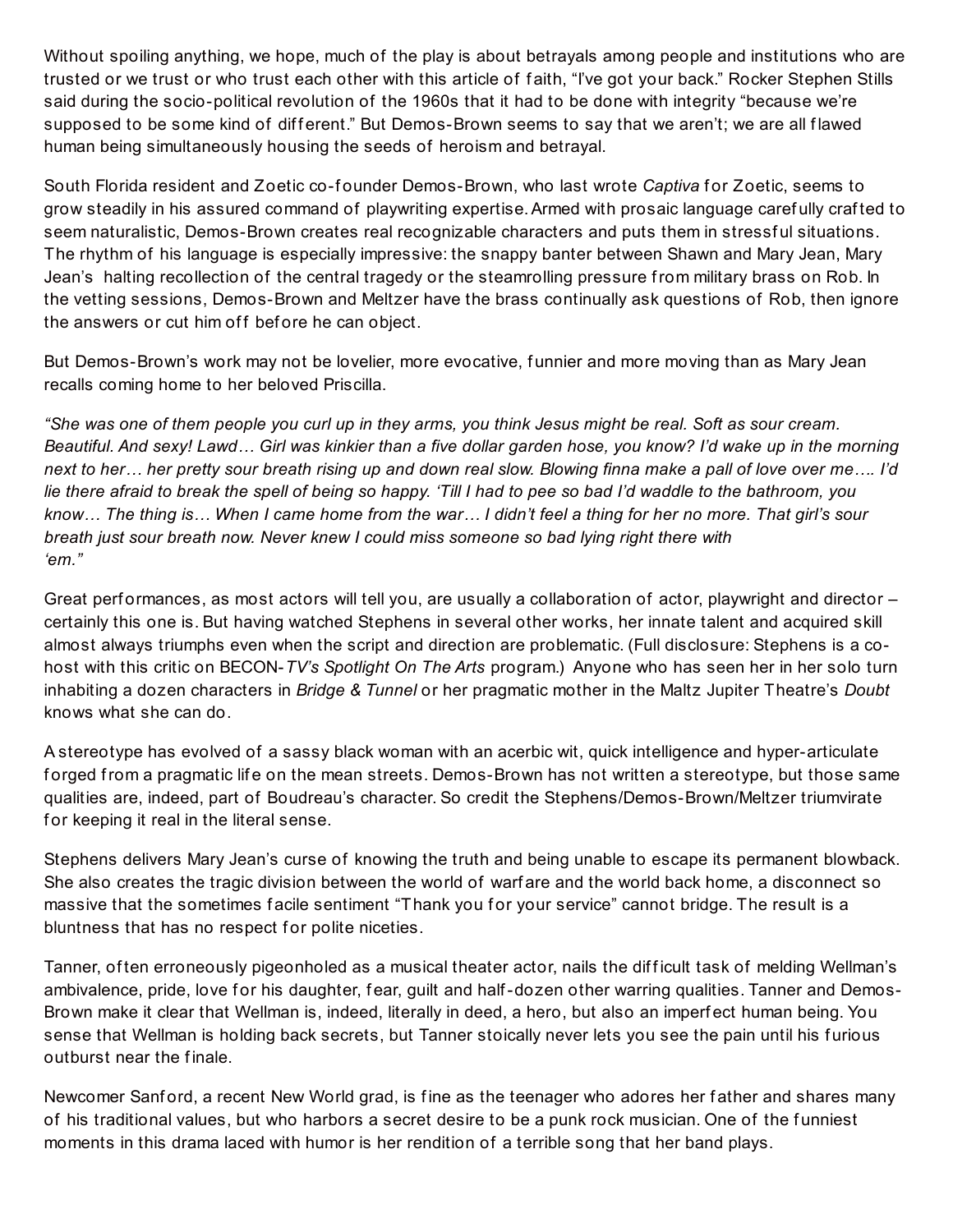Without spoiling anything, we hope, much of the play is about betrayals among people and institutions who are trusted or we trust or who trust each other with this article of faith, "I've got your back." Rocker Stephen Stills said during the socio-political revolution of the 1960s that it had to be done with integrity "because we're supposed to be some kind of different." But Demos-Brown seems to say that we aren't; we are all flawed human being simultaneously housing the seeds of heroism and betrayal.

South Florida resident and Zoetic co-founder Demos-Brown, who last wrote *Captiva* for Zoetic, seems to grow steadily in his assured command of playwriting expertise. Armed with prosaic language carefully crafted to seem naturalistic, Demos-Brown creates real recognizable characters and puts them in stressful situations. The rhythm of his language is especially impressive: the snappy banter between Shawn and Mary Jean, Mary Jean's halting recollection of the central tragedy or the steamrolling pressure from military brass on Rob. In the vetting sessions, Demos-Brown and Meltzer have the brass continually ask questions of Rob, then ignore the answers or cut him off before he can object.

But Demos-Brown's work may not be lovelier, more evocative, funnier and more moving than as Mary Jean recalls coming home to her beloved Priscilla.

*"She was one of them people you curl up in they arms, you think Jesus might be real. Soft as sour cream. Beautiful. And sexy! Lawd… Girl was kinkier than a five dollar garden hose, you know? I'd wake up in the morning next to her… her pretty sour breath rising up and down real slow. Blowing finna make a pall of love over me…. I'd lie there afraid to break the spell of being so happy. 'Till I had to pee so bad I'd waddle to the bathroom, you know… The thing is… When I came home from the war… I didn't feel a thing for her no more. That girl's sour breath just sour breath now. Never knew I could miss someone so bad lying right there with 'em."*

Great performances, as most actors will tell you, are usually a collaboration of actor, playwright and director – certainly this one is. But having watched Stephens in several other works, her innate talent and acquired skill almost always triumphs even when the script and direction are problematic. (Full disclosure: Stephens is a co-host with this critic on BECON-*TV's Spotlight On The Arts* program.) Anyone who has seen her in her solo turn inhabiting a dozen characters in *Bridge & Tunnel* or her pragmatic mother in the Maltz Jupiter Theatre's *Doubt* knows what she can do.

A stereotype has evolved of a sassy black woman with an acerbic wit, quick intelligence and hyper-articulate forged from a pragmatic life on the mean streets. Demos-Brown has not written a stereotype, but those same qualities are, indeed, part of Boudreau's character. So credit the Stephens/Demos-Brown/Meltzer triumvirate for keeping it real in the literal sense.

Stephens delivers Mary Jean's curse of knowing the truth and being unable to escape its permanent blowback. She also creates the tragic division between the world of warfare and the world back home, a disconnect so massive that the sometimes facile sentiment "Thank you for your service" cannot bridge. The result is a bluntness that has no respect for polite niceties.

Tanner, often erroneously pigeonholed as a musical theater actor, nails the difficult task of melding Wellman's ambivalence, pride, love for his daughter, fear, guilt and half-dozen other warring qualities. Tanner and Demos-Brown make it clear that Wellman is, indeed, literally in deed, a hero, but also an imperfect human being. You sense that Wellman is holding back secrets, but Tanner stoically never lets you see the pain until his furious outburst near the finale.

Newcomer Sanford, a recent New World grad, is fine as the teenager who adores her father and shares many of his traditional values, but who harbors a secret desire to be a punk rock musician. One of the funniest moments in this drama laced with humor is her rendition of a terrible song that her band plays.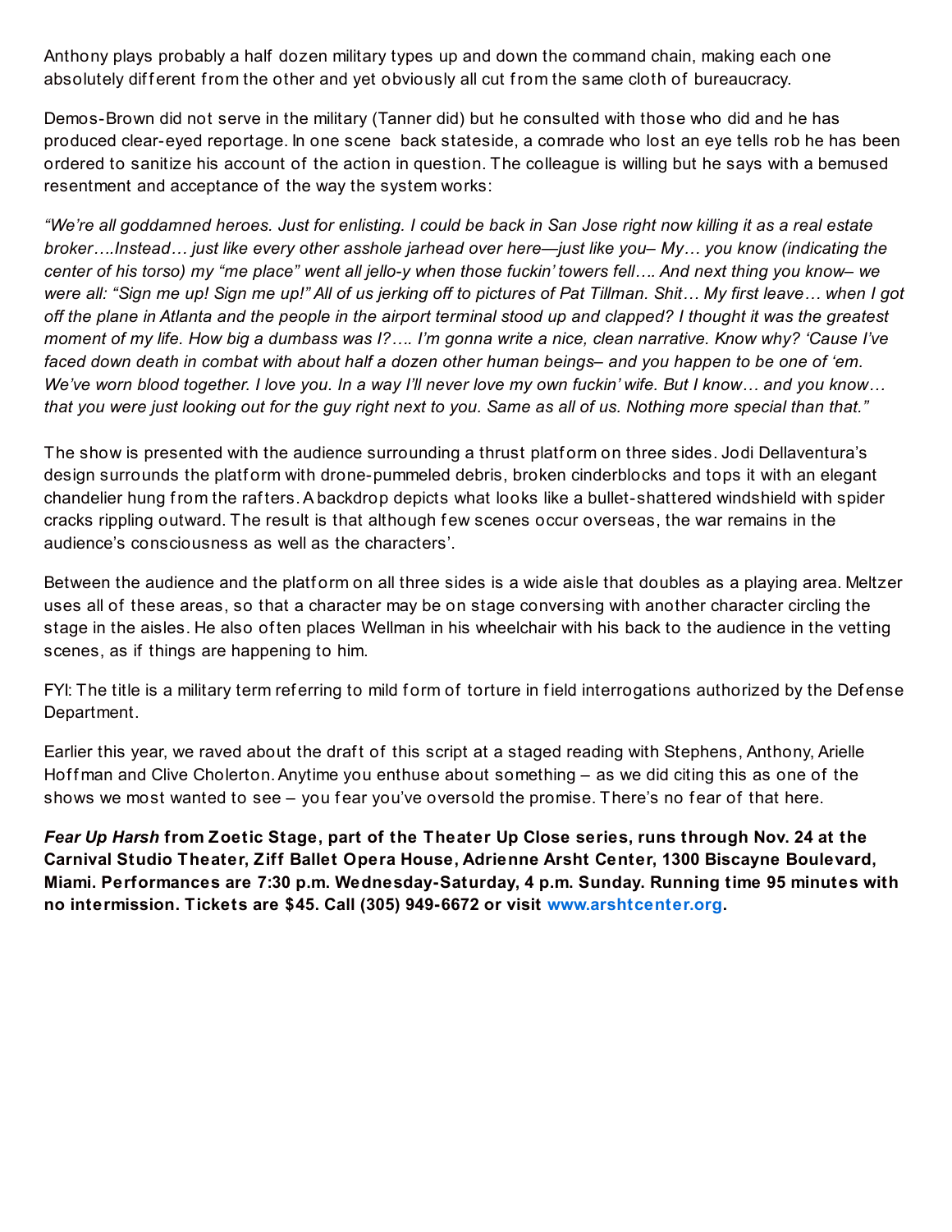Anthony plays probably a half dozen military types up and down the command chain, making each one absolutely different from the other and yet obviously all cut from the same cloth of bureaucracy.

Demos-Brown did not serve in the military (Tanner did) but he consulted with those who did and he has produced clear-eyed reportage. In one scene back stateside, a comrade who lost an eye tells rob he has been ordered to sanitize his account of the action in question. The colleague is willing but he says with a bemused resentment and acceptance of the way the system works:

*"We're all goddamned heroes. Just for enlisting. I could be back in San Jose right now killing it as a real estate broker….Instead… just like every other asshole jarhead over here—just like you– My… you know (indicating the center of his torso) my "me place" went all jello-y when those fuckin' towers fell…. And next thing you know– we were all: "Sign me up! Sign me up!" All of us jerking off to pictures of Pat Tillman. Shit… My first leave… when I got off the plane in Atlanta and the people in the airport terminal stood up and clapped? I thought it was the greatest moment of my life. How big a dumbass was I?…. I'm gonna write a nice, clean narrative. Know why? 'Cause I've faced down death in combat with about half a dozen other human beings– and you happen to be one of 'em. We've worn blood together. I love you. In a way I'll never love my own fuckin' wife. But I know… and you know… that you were just looking out for the guy right next to you. Same as all of us. Nothing more special than that."*

The show is presented with the audience surrounding a thrust platform on three sides. Jodi Dellaventura's design surrounds the platform with drone-pummeled debris, broken cinderblocks and tops it with an elegant chandelier hung from the rafters. A backdrop depicts what looks like a bullet-shattered windshield with spider cracks rippling outward. The result is that although few scenes occur overseas, the war remains in the audience's consciousness as well as the characters'.

Between the audience and the platform on all three sides is a wide aisle that doubles as a playing area. Meltzer uses all of these areas, so that a character may be on stage conversing with another character circling the stage in the aisles. He also often places Wellman in his wheelchair with his back to the audience in the vetting scenes, as if things are happening to him.

FYI: The title is a military term referring to mild form of torture in field interrogations authorized by the Defense Department.

Earlier this year, we raved about the draft of this script at a staged reading with Stephens, Anthony, Arielle Hoffman and Clive Cholerton. Anytime you enthuse about something – as we did citing this as one of the shows we most wanted to see – you fear you've oversold the promise. There's no fear of that here.

***Fear Up Harsh*** **from Zoetic Stage, part of the Theater Up Close series, runs through Nov. 24 at the Carnival Studio Theater, Ziff Ballet Opera House, Adrienne Arsht Center, 1300 Biscayne Boulevard, Miami. Performances are 7:30 p.m. Wednesday-Saturday, 4 p.m. Sunday. Running time 95 minutes with no intermission. Tickets are $45. Call (305) 949-6672 or visit www.arshtcenter.org.**